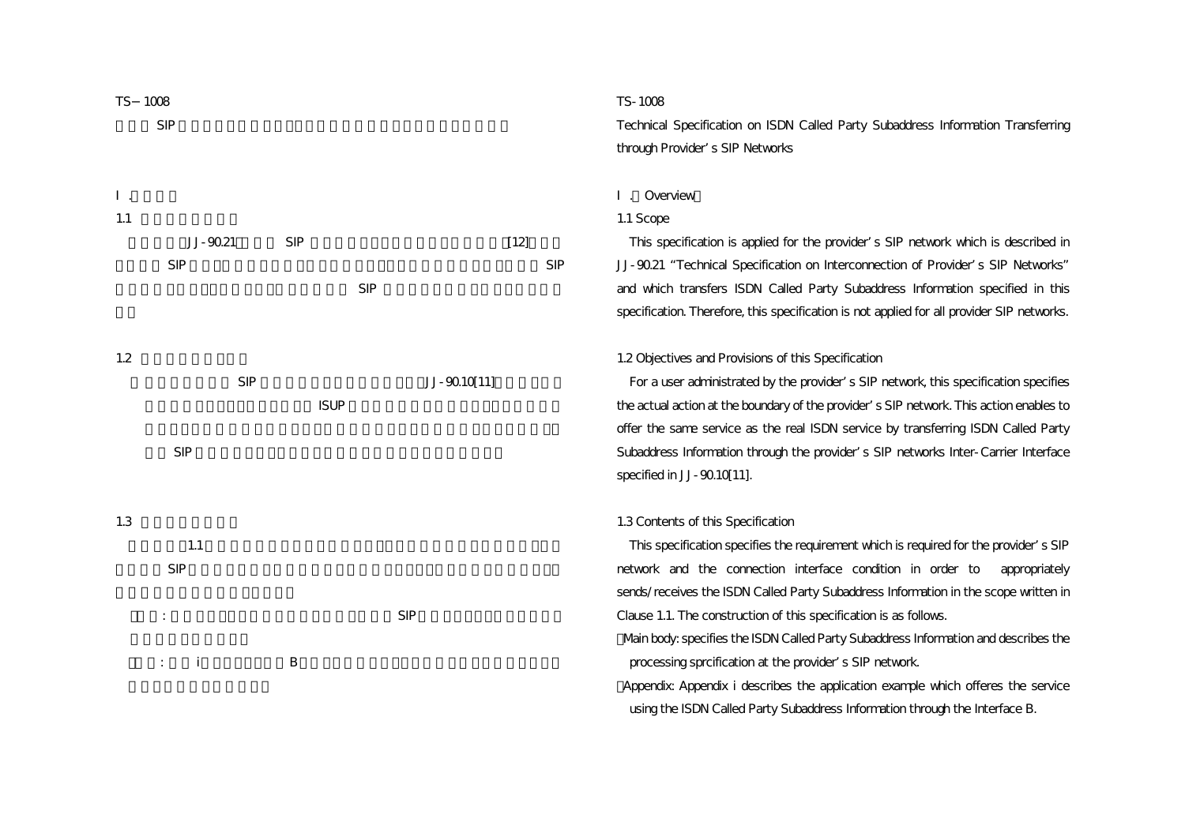TS－1008

SIP

TS-1008

Technical Specification on ISDN Called Party Subaddress Information Transferring through Provider' s SIP Networks

# Ⅰ. Overview

## 1.1 Scope

JJ-90.21 SIP [12] SIP SIP SIP

This specification is applied for the provider' s SIP network which is described in JJ-90.21 "Technical Specification on Interconnection of Provider' s SIP Networks" and which transfers ISDN Called Party Subaddress Information specified in this specification. Therefore, this specification is not applied for all provider SIP networks.

## 1.2 Objectives and Provisions of this Specification

SIP JJ-90.10[11] ISUP SIP

For a user administrated by the provider' s SIP network, this specification specifies the actual action at the boundary of the provider' s SIP network. This action enables to offer the same service as the real ISDN service by transferring ISDN Called Party Subaddress Information through the provider' s SIP networks Inter-Carrier Interface specified in JJ-90.10[11].

## 1.3 Contents of this Specification

1.1 SIP

: SIP

: i B

This specification specifies the requirement which is required for the provider' s SIP network and the connection interface condition in order to appropriately sends/receives the ISDN Called Party Subaddress Information in the scope written in Clause 1.1. The construction of this specification is as follows.

- Main body: specifies the ISDN Called Party Subaddress Information and describes the processing sprcification at the provider' s SIP network.
- Appendix: Appendix i describes the application example which offeres the service using the ISDN Called Party Subaddress Information through the Interface B.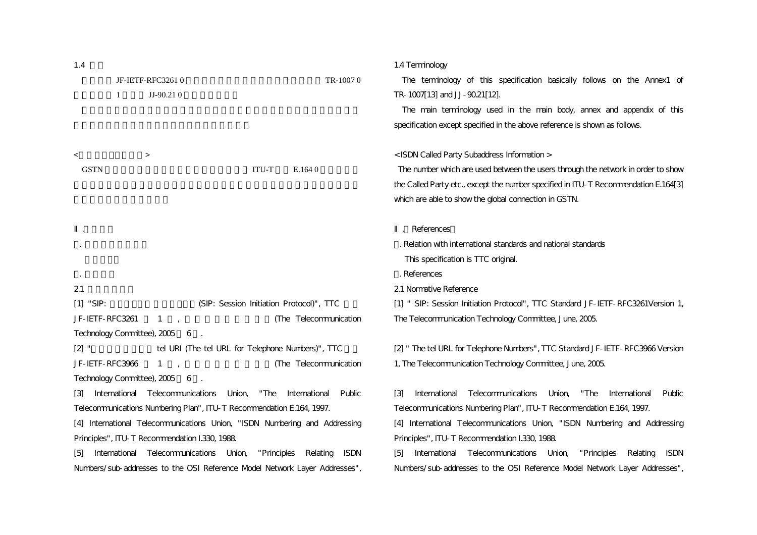1.4

JF-IETF-RFC3261 0 TR-1007 0
1 JJ-90.21 0

< >

GSTN ITU-T E.164 0

Ⅱ.

.

.

2.1

[1] "SIP: (SIP: Session Initiation Protocol)", TTC JF-IETF-RFC3261 1 , (The Telecommunication Technology Committee), 2005 6 .

[2] " tel URI (The tel URL for Telephone Numbers)", TTC JF-IETF-RFC3966 1 , (The Telecommunication Technology Committee), 2005 6 .

[3] International Telecommunications Union, "The International Public Telecommunications Numbering Plan", ITU-T Recommendation E.164, 1997.

[4] International Telecommunications Union, "ISDN Numbering and Addressing Principles", ITU-T Recommendation I.330, 1988.

[5] International Telecommunications Union, "Principles Relating ISDN Numbers/sub-addresses to the OSI Reference Model Network Layer Addresses",

## 1.4 Terminology

The terminology of this specification basically follows on the Annex1 of TR-1007[13] and JJ-90.21[12].

The main terminology used in the main body, annex and appendix of this specification except specified in the above reference is shown as follows.

< ISDN Called Party Subaddress Information >

The number which are used between the users through the network in order to show the Called Party etc., except the number specified in ITU-T Recommendation E.164[3] which are able to show the global connection in GSTN.

## Ⅱ. References

. Relation with international standards and national standards

This specification is TTC original.

. References

### 2.1 Normative Reference

[1] " SIP: Session Initiation Protocol", TTC Standard JF-IETF-RFC3261Version 1, The Telecommunication Technology Committee, June, 2005.

[2] " The tel URL for Telephone Numbers", TTC Standard JF-IETF-RFC3966 Version 1, The Telecommunication Technology Committee, June, 2005.

[3] International Telecommunications Union, "The International Public Telecommunications Numbering Plan", ITU-T Recommendation E.164, 1997.

[4] International Telecommunications Union, "ISDN Numbering and Addressing Principles", ITU-T Recommendation I.330, 1988.

[5] International Telecommunications Union, "Principles Relating ISDN Numbers/sub-addresses to the OSI Reference Model Network Layer Addresses",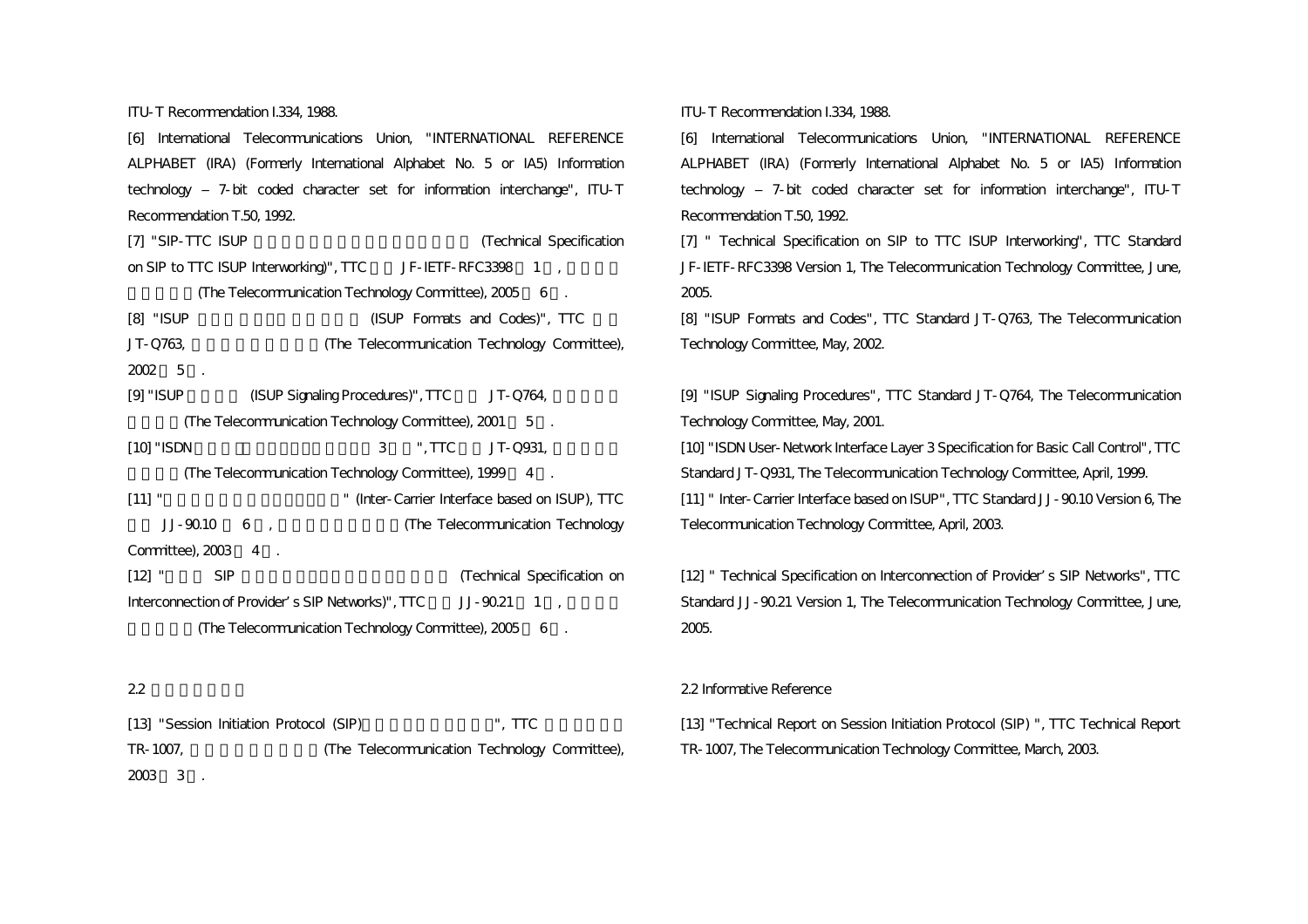ITU-T Recommendation I.334, 1988.

[6] International Telecommunications Union, "INTERNATIONAL REFERENCE ALPHABET (IRA) (Formerly International Alphabet No. 5 or IA5) Information technology – 7-bit coded character set for information interchange", ITU-T Recommendation T.50, 1992.

[7] "SIP-TTC ISUP (Technical Specification on SIP to TTC ISUP Interworking)", TTC JF-IETF-RFC3398 1 , (The Telecommunication Technology Committee), 2005 6 .

[8] "ISUP (ISUP Formats and Codes)", TTC JT-Q763, (The Telecommunication Technology Committee), 2002 5 .

[9] "ISUP (ISUP Signaling Procedures)", TTC JT-Q764, (The Telecommunication Technology Committee), 2001 5 .

[10] "ISDN 3 ", TTC JT-Q931, (The Telecommunication Technology Committee), 1999 4 .

[11] " " (Inter-Carrier Interface based on ISUP), TTC JJ-90.10 6 , (The Telecommunication Technology Committee), 2003 4 .

[12] " SIP (Technical Specification on Interconnection of Provider's SIP Networks)", TTC JJ-90.21 1 , (The Telecommunication Technology Committee), 2005 6 .

## 2.2

[13] "Session Initiation Protocol (SIP) ", TTC TR-1007, (The Telecommunication Technology Committee), 2003 3 .

ITU-T Recommendation I.334, 1988.

[6] International Telecommunications Union, "INTERNATIONAL REFERENCE ALPHABET (IRA) (Formerly International Alphabet No. 5 or IA5) Information technology – 7-bit coded character set for information interchange", ITU-T Recommendation T.50, 1992.

[7] " Technical Specification on SIP to TTC ISUP Interworking", TTC Standard JF-IETF-RFC3398 Version 1, The Telecommunication Technology Committee, June, 2005.

[8] "ISUP Formats and Codes", TTC Standard JT-Q763, The Telecommunication Technology Committee, May, 2002.

[9] "ISUP Signaling Procedures", TTC Standard JT-Q764, The Telecommunication Technology Committee, May, 2001.

[10] "ISDN User-Network Interface Layer 3 Specification for Basic Call Control", TTC Standard JT-Q931, The Telecommunication Technology Committee, April, 1999.

[11] " Inter-Carrier Interface based on ISUP", TTC Standard JJ-90.10 Version 6, The Telecommunication Technology Committee, April, 2003.

[12] " Technical Specification on Interconnection of Provider's SIP Networks", TTC Standard JJ-90.21 Version 1, The Telecommunication Technology Committee, June, 2005.

## 2.2 Informative Reference

[13] "Technical Report on Session Initiation Protocol (SIP) ", TTC Technical Report TR-1007, The Telecommunication Technology Committee, March, 2003.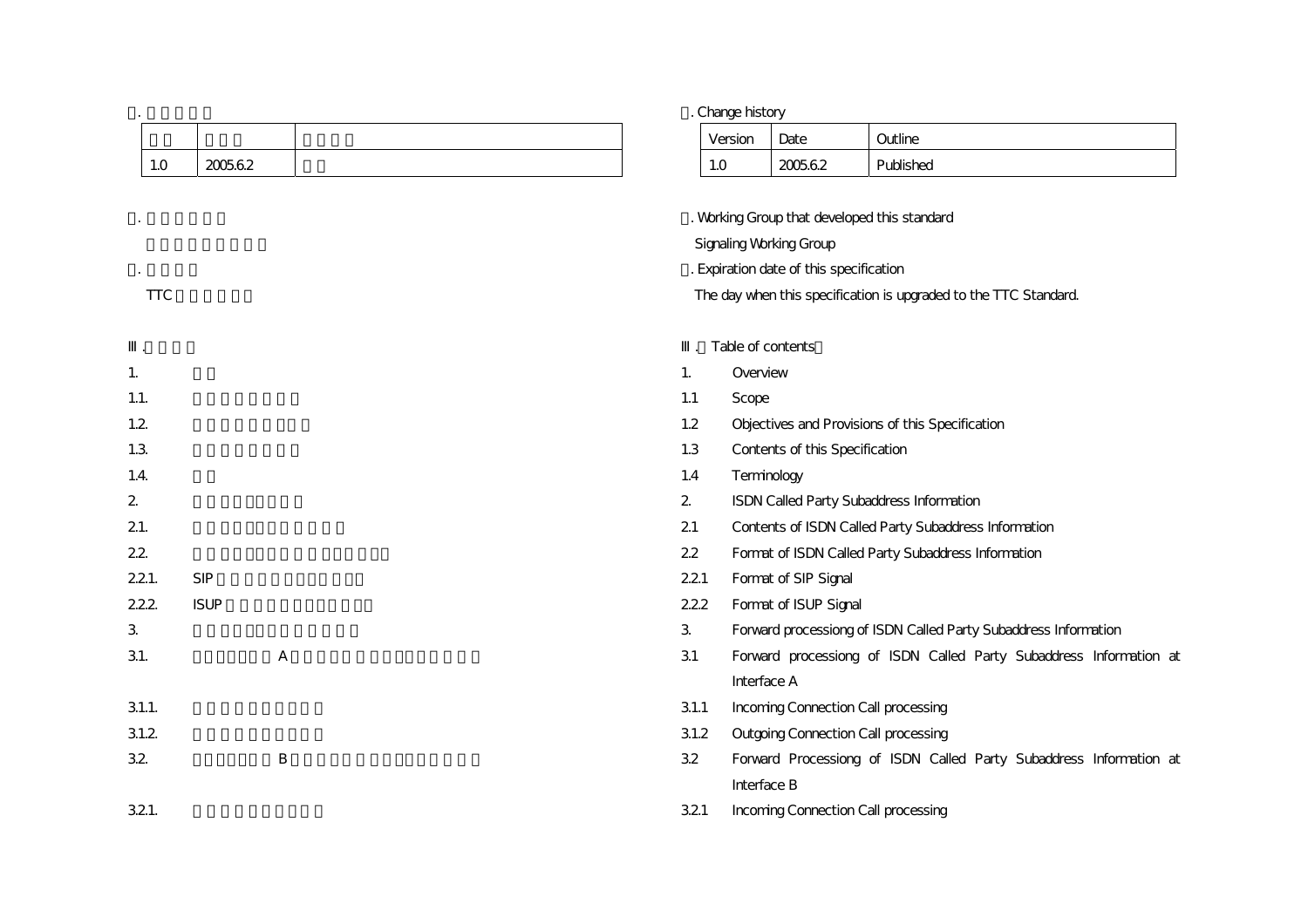| | | |
|---|---|---|
| 1.0 | 2005.6.2 | |

TTC

III.

1.
1.1.
1.2.
1.3.
1.4.
2.
2.1.
2.2.
2.2.1. SIP
2.2.2. ISUP
3.
3.1. A
3.1.1.
3.1.2.
3.2. B
3.2.1.

. Change history

| Version | Date | Outline |
|---|---|---|
| 1.0 | 2005.6.2 | Published |

. Working Group that developed this standard

Signaling Working Group

. Expiration date of this specification

The day when this specification is upgraded to the TTC Standard.

III. Table of contents

1. Overview
   - 1.1 Scope
   - 1.2 Objectives and Provisions of this Specification
   - 1.3 Contents of this Specification
   - 1.4 Terminology
2. ISDN Called Party Subaddress Information
   - 2.1 Contents of ISDN Called Party Subaddress Information
   - 2.2 Format of ISDN Called Party Subaddress Information
     - 2.2.1 Format of SIP Signal
     - 2.2.2 Format of ISUP Signal
3. Forward processiong of ISDN Called Party Subaddress Information
   - 3.1 Forward processiong of ISDN Called Party Subaddress Information at Interface A
     - 3.1.1 Incoming Connection Call processing
     - 3.1.2 Outgoing Connection Call processing
   - 3.2 Forward Processiong of ISDN Called Party Subaddress Information at Interface B
     - 3.2.1 Incoming Connection Call processing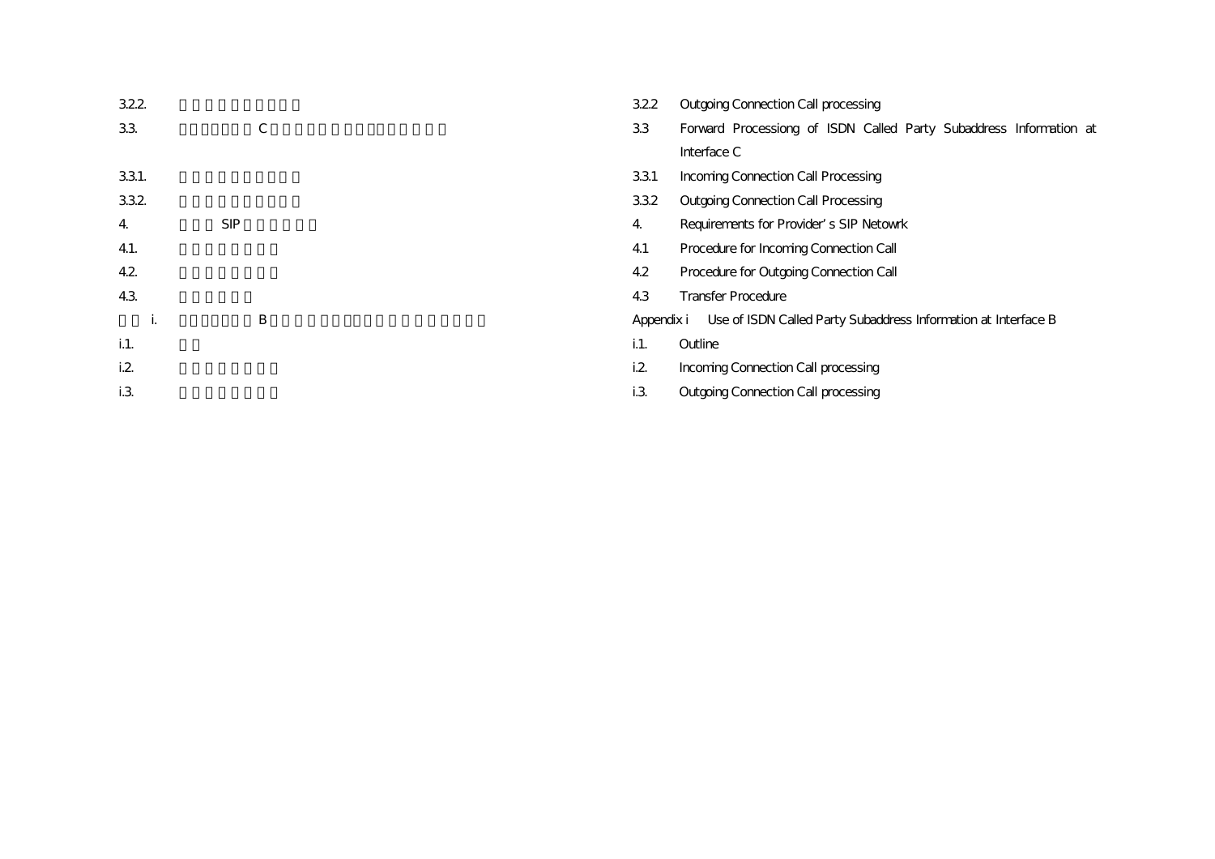| | |
|---|---|
| 3.2.2. | 3.2.2 Outgoing Connection Call processing |
| 3.3. C | 3.3 Forward Processiong of ISDN Called Party Subaddress Information at Interface C |
| 3.3.1. | 3.3.1 Incoming Connection Call Processing |
| 3.3.2. | 3.3.2 Outgoing Connection Call Processing |
| 4. SIP | 4. Requirements for Provider's SIP Netowrk |
| 4.1. | 4.1 Procedure for Incoming Connection Call |
| 4.2. | 4.2 Procedure for Outgoing Connection Call |
| 4.3. | 4.3 Transfer Procedure |
| i. B | Appendix i Use of ISDN Called Party Subaddress Information at Interface B |
| i.1. | i.1. Outline |
| i.2. | i.2. Incoming Connection Call processing |
| i.3. | i.3. Outgoing Connection Call processing |